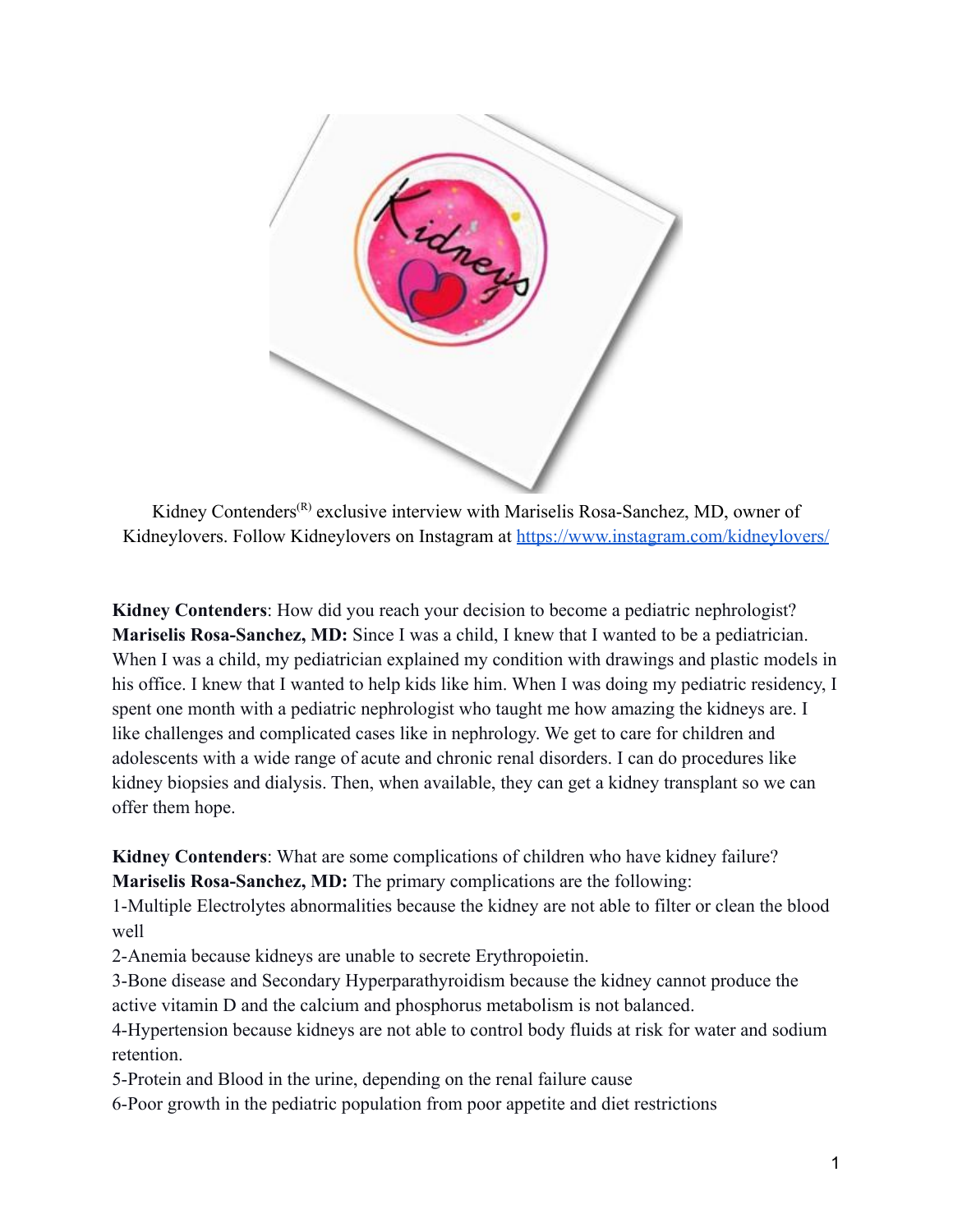Kidney Contenders(R) exclusive interview with Mariselis Rosa-Sanchez, MD, owner of Kidneylovers. Follow Kidneylovers on Instagram at [https://www.instagram.com/kidneylovers/](https://www.instagram.com/kidneylovers/)

**Kidney Contenders**: How did you reach your decision to become a pediatric nephrologist?
**Mariselis Rosa-Sanchez, MD:** Since I was a child, I knew that I wanted to be a pediatrician. When I was a child, my pediatrician explained my condition with drawings and plastic models in his office. I knew that I wanted to help kids like him. When I was doing my pediatric residency, I spent one month with a pediatric nephrologist who taught me how amazing the kidneys are. I like challenges and complicated cases like in nephrology. We get to care for children and adolescents with a wide range of acute and chronic renal disorders. I can do procedures like kidney biopsies and dialysis. Then, when available, they can get a kidney transplant so we can offer them hope.

**Kidney Contenders**: What are some complications of children who have kidney failure?
**Mariselis Rosa-Sanchez, MD:** The primary complications are the following:
1-Multiple Electrolytes abnormalities because the kidney are not able to filter or clean the blood well
2-Anemia because kidneys are unable to secrete Erythropoietin.
3-Bone disease and Secondary Hyperparathyroidism because the kidney cannot produce the active vitamin D and the calcium and phosphorus metabolism is not balanced.
4-Hypertension because kidneys are not able to control body fluids at risk for water and sodium retention.
5-Protein and Blood in the urine, depending on the renal failure cause
6-Poor growth in the pediatric population from poor appetite and diet restrictions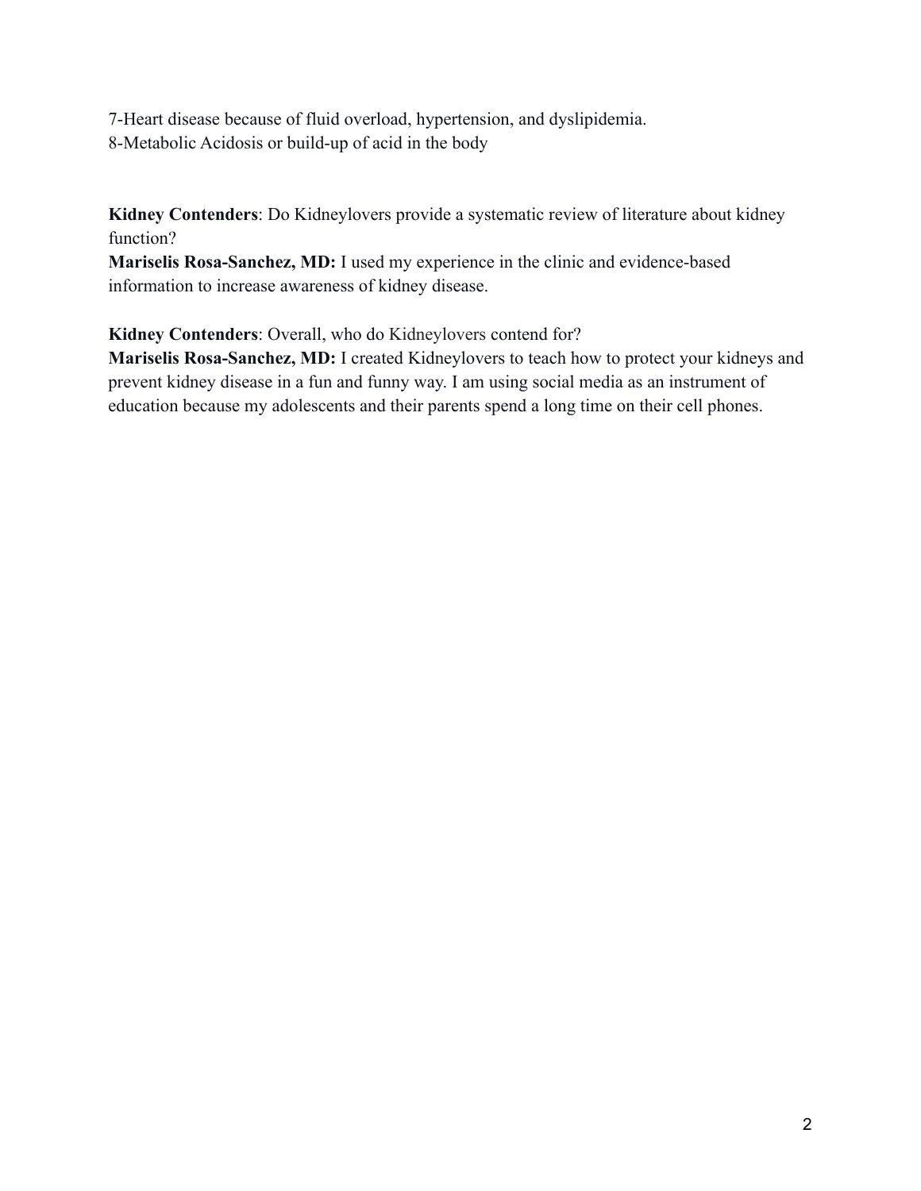7-Heart disease because of fluid overload, hypertension, and dyslipidemia.
8-Metabolic Acidosis or build-up of acid in the body

**Kidney Contenders**: Do Kidneylovers provide a systematic review of literature about kidney function?
**Mariselis Rosa-Sanchez, MD:** I used my experience in the clinic and evidence-based information to increase awareness of kidney disease.

**Kidney Contenders**: Overall, who do Kidneylovers contend for?
**Mariselis Rosa-Sanchez, MD:** I created Kidneylovers to teach how to protect your kidneys and prevent kidney disease in a fun and funny way. I am using social media as an instrument of education because my adolescents and their parents spend a long time on their cell phones.